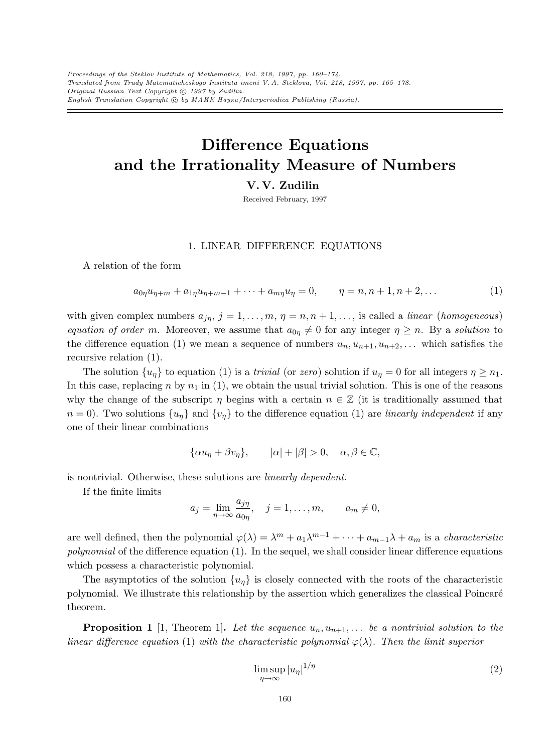Proceedings of the Steklov Institute of Mathematics, Vol. 218, 1997, pp. 160–174.
Translated from Trudy Matematicheskogo Instituta imeni V. A. Steklova, Vol. 218, 1997, pp. 165–178.
Original Russian Text Copyright © 1997 by Zudilin.
English Translation Copyright © by МАИК Наука/Interperiodica Publishing (Russia).

# Difference Equations and the Irrationality Measure of Numbers

**V. V. Zudilin**

Received February, 1997

## 1. LINEAR DIFFERENCE EQUATIONS

A relation of the form

$$a_{0\eta}u_{\eta+m} + a_{1\eta}u_{\eta+m-1} + \cdots + a_{m\eta}u_\eta = 0, \qquad \eta = n, n+1, n+2, \ldots \tag{1}$$

with given complex numbers $a_{j\eta}$, $j = 1, \ldots, m$, $\eta = n, n+1, \ldots$, is called a *linear* (*homogeneous*) *equation of order* $m$. Moreover, we assume that $a_{0\eta} \neq 0$ for any integer $\eta \geq n$. By a *solution* to the difference equation (1) we mean a sequence of numbers $u_n, u_{n+1}, u_{n+2}, \ldots$ which satisfies the recursive relation (1).

The solution $\{u_\eta\}$ to equation (1) is a *trivial* (or *zero*) solution if $u_\eta = 0$ for all integers $\eta \geq n_1$. In this case, replacing $n$ by $n_1$ in (1), we obtain the usual trivial solution. This is one of the reasons why the change of the subscript $\eta$ begins with a certain $n \in \mathbb{Z}$ (it is traditionally assumed that $n = 0$). Two solutions $\{u_\eta\}$ and $\{v_\eta\}$ to the difference equation (1) are *linearly independent* if any one of their linear combinations

$$\{\alpha u_\eta + \beta v_\eta\}, \qquad |\alpha| + |\beta| > 0, \quad \alpha, \beta \in \mathbb{C},$$

is nontrivial. Otherwise, these solutions are *linearly dependent*.

If the finite limits

$$a_j = \lim_{\eta\to\infty} \frac{a_{j\eta}}{a_{0\eta}}, \quad j = 1, \ldots, m, \qquad a_m \neq 0,$$

are well defined, then the polynomial $\varphi(\lambda) = \lambda^m + a_1\lambda^{m-1} + \cdots + a_{m-1}\lambda + a_m$ is a *characteristic polynomial* of the difference equation (1). In the sequel, we shall consider linear difference equations which possess a characteristic polynomial.

The asymptotics of the solution $\{u_\eta\}$ is closely connected with the roots of the characteristic polynomial. We illustrate this relationship by the assertion which generalizes the classical Poincaré theorem.

**Proposition 1** [1, Theorem 1]**.** *Let the sequence* $u_n, u_{n+1}, \ldots$ *be a nontrivial solution to the linear difference equation* (1) *with the characteristic polynomial* $\varphi(\lambda)$*. Then the limit superior*

$$\limsup_{\eta\to\infty} |u_\eta|^{1/\eta} \tag{2}$$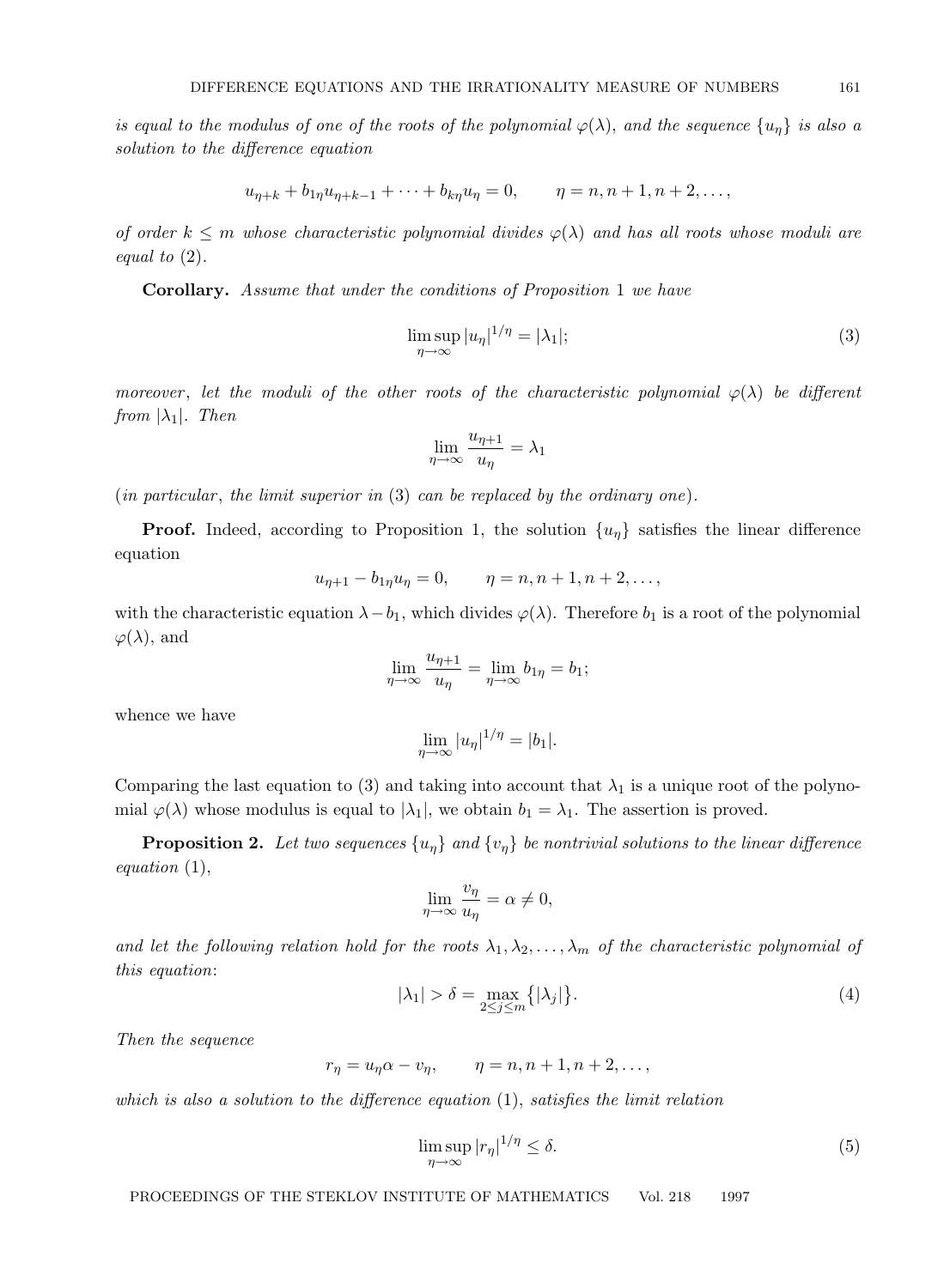*is equal to the modulus of one of the roots of the polynomial* $\varphi(\lambda)$, *and the sequence* $\{u_\eta\}$ *is also a solution to the difference equation*

$$u_{\eta+k} + b_{1\eta}u_{\eta+k-1} + \cdots + b_{k\eta}u_\eta = 0, \qquad \eta = n, n+1, n+2, \ldots,$$

*of order* $k \leq m$ *whose characteristic polynomial divides* $\varphi(\lambda)$ *and has all roots whose moduli are equal to* (2).

**Corollary.** *Assume that under the conditions of Proposition* 1 *we have*

$$\limsup_{\eta\to\infty} |u_\eta|^{1/\eta} = |\lambda_1|; \tag{3}$$

*moreover*, *let the moduli of the other roots of the characteristic polynomial* $\varphi(\lambda)$ *be different from* $|\lambda_1|$. *Then*

$$\lim_{\eta\to\infty} \frac{u_{\eta+1}}{u_\eta} = \lambda_1$$

(*in particular*, *the limit superior in* (3) *can be replaced by the ordinary one*).

**Proof.** Indeed, according to Proposition 1, the solution $\{u_\eta\}$ satisfies the linear difference equation

$$u_{\eta+1} - b_{1\eta}u_\eta = 0, \qquad \eta = n, n+1, n+2, \ldots,$$

with the characteristic equation $\lambda - b_1$, which divides $\varphi(\lambda)$. Therefore $b_1$ is a root of the polynomial $\varphi(\lambda)$, and

$$\lim_{\eta\to\infty} \frac{u_{\eta+1}}{u_\eta} = \lim_{\eta\to\infty} b_{1\eta} = b_1;$$

whence we have

$$\lim_{\eta\to\infty} |u_\eta|^{1/\eta} = |b_1|.$$

Comparing the last equation to (3) and taking into account that $\lambda_1$ is a unique root of the polynomial $\varphi(\lambda)$ whose modulus is equal to $|\lambda_1|$, we obtain $b_1 = \lambda_1$. The assertion is proved.

**Proposition 2.** *Let two sequences* $\{u_\eta\}$ *and* $\{v_\eta\}$ *be nontrivial solutions to the linear difference equation* (1),

$$\lim_{\eta\to\infty} \frac{v_\eta}{u_\eta} = \alpha \neq 0,$$

*and let the following relation hold for the roots* $\lambda_1, \lambda_2, \ldots, \lambda_m$ *of the characteristic polynomial of this equation*:

$$|\lambda_1| > \delta = \max_{2\leq j\leq m} \{|\lambda_j|\}. \tag{4}$$

*Then the sequence*

$$r_\eta = u_\eta\alpha - v_\eta, \qquad \eta = n, n+1, n+2, \ldots,$$

*which is also a solution to the difference equation* (1), *satisfies the limit relation*

$$\limsup_{\eta\to\infty} |r_\eta|^{1/\eta} \leq \delta. \tag{5}$$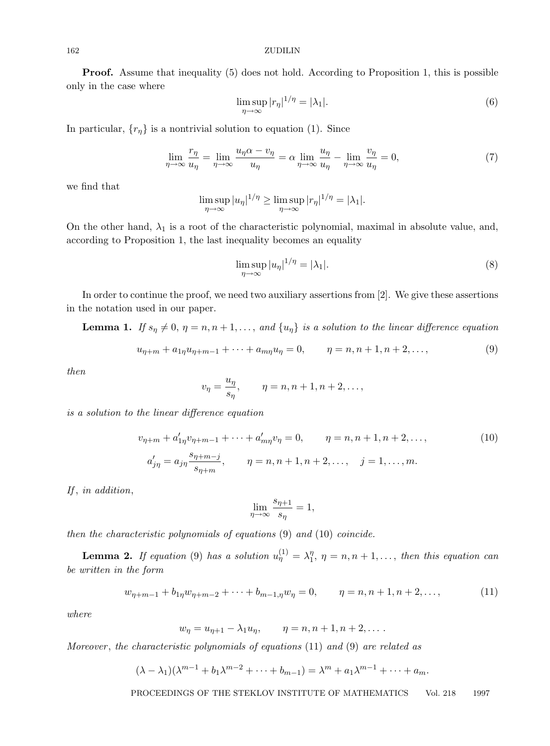**Proof.** Assume that inequality (5) does not hold. According to Proposition 1, this is possible only in the case where

$$\limsup_{\eta\to\infty} |r_\eta|^{1/\eta} = |\lambda_1|. \tag{6}$$

In particular, $\{r_\eta\}$ is a nontrivial solution to equation (1). Since

$$\lim_{\eta\to\infty} \frac{r_\eta}{u_\eta} = \lim_{\eta\to\infty} \frac{u_\eta\alpha - v_\eta}{u_\eta} = \alpha \lim_{\eta\to\infty} \frac{u_\eta}{u_\eta} - \lim_{\eta\to\infty} \frac{v_\eta}{u_\eta} = 0, \tag{7}$$

we find that

$$\limsup_{\eta\to\infty} |u_\eta|^{1/\eta} \geq \limsup_{\eta\to\infty} |r_\eta|^{1/\eta} = |\lambda_1|.$$

On the other hand, $\lambda_1$ is a root of the characteristic polynomial, maximal in absolute value, and, according to Proposition 1, the last inequality becomes an equality

$$\limsup_{\eta\to\infty} |u_\eta|^{1/\eta} = |\lambda_1|. \tag{8}$$

In order to continue the proof, we need two auxiliary assertions from [2]. We give these assertions in the notation used in our paper.

**Lemma 1.** *If $s_\eta \neq 0$, $\eta = n, n+1, \dots$, and $\{u_\eta\}$ is a solution to the linear difference equation*

$$u_{\eta+m} + a_{1\eta}u_{\eta+m-1} + \dots + a_{m\eta}u_\eta = 0, \qquad \eta = n, n+1, n+2, \dots, \tag{9}$$

*then*

$$v_\eta = \frac{u_\eta}{s_\eta}, \qquad \eta = n, n+1, n+2, \dots,$$

*is a solution to the linear difference equation*

$$v_{\eta+m} + a'_{1\eta}v_{\eta+m-1} + \dots + a'_{m\eta}v_\eta = 0, \qquad \eta = n, n+1, n+2, \dots, \tag{10}$$

$$a'_{j\eta} = a_{j\eta}\frac{s_{\eta+m-j}}{s_{\eta+m}}, \qquad \eta = n, n+1, n+2, \dots, \quad j = 1, \dots, m.$$

*If, in addition,*

$$\lim_{\eta\to\infty} \frac{s_{\eta+1}}{s_\eta} = 1,$$

*then the characteristic polynomials of equations* (9) *and* (10) *coincide.*

**Lemma 2.** *If equation* (9) *has a solution $u_\eta^{(1)} = \lambda_1^\eta$, $\eta = n, n+1, \dots$, then this equation can be written in the form*

$$w_{\eta+m-1} + b_{1\eta}w_{\eta+m-2} + \dots + b_{m-1,\eta}w_\eta = 0, \qquad \eta = n, n+1, n+2, \dots, \tag{11}$$

*where*

$$w_\eta = u_{\eta+1} - \lambda_1 u_\eta, \qquad \eta = n, n+1, n+2, \dots .$$

*Moreover, the characteristic polynomials of equations* (11) *and* (9) *are related as*

$$(\lambda - \lambda_1)(\lambda^{m-1} + b_1\lambda^{m-2} + \dots + b_{m-1}) = \lambda^m + a_1\lambda^{m-1} + \dots + a_m.$$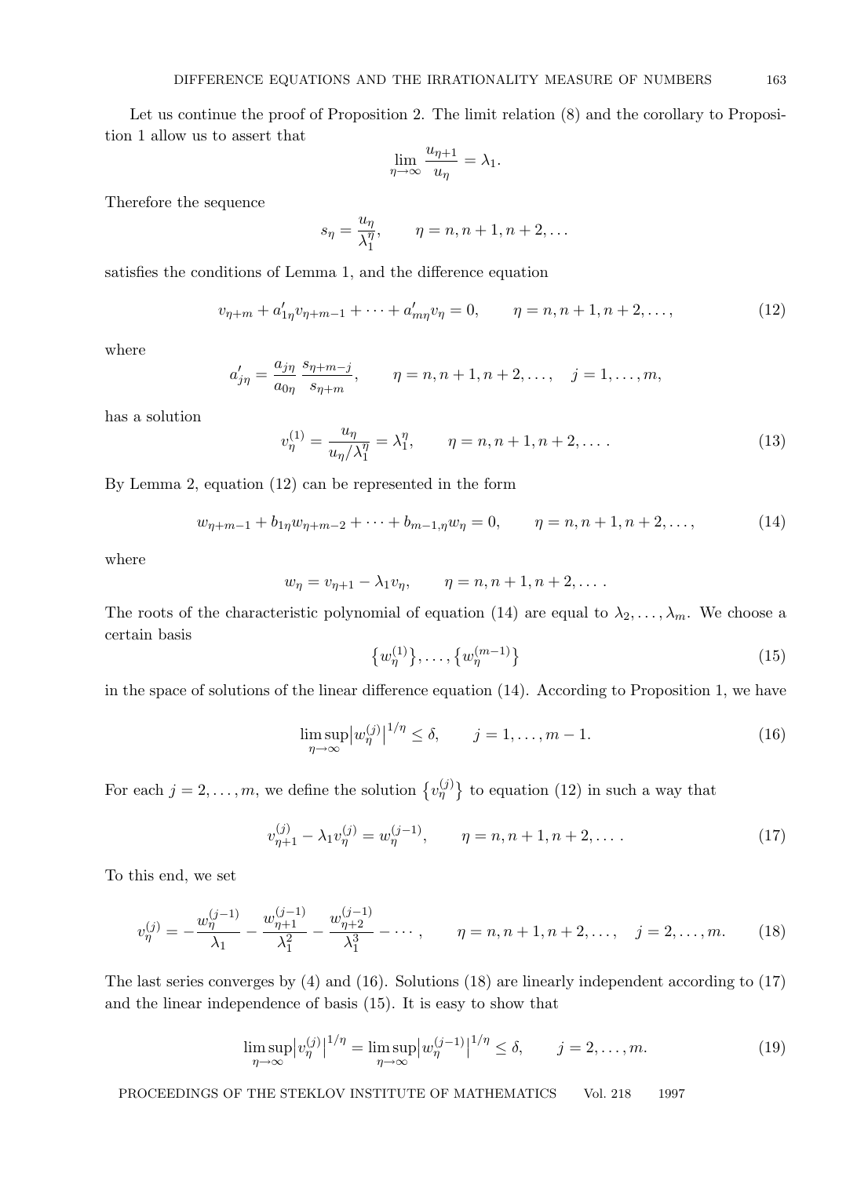Let us continue the proof of Proposition 2. The limit relation (8) and the corollary to Proposition 1 allow us to assert that

$$\lim_{\eta\to\infty} \frac{u_{\eta+1}}{u_\eta} = \lambda_1.$$

Therefore the sequence

$$s_\eta = \frac{u_\eta}{\lambda_1^\eta}, \qquad \eta = n, n+1, n+2, \dots$$

satisfies the conditions of Lemma 1, and the difference equation

$$v_{\eta+m} + a'_{1\eta} v_{\eta+m-1} + \cdots + a'_{m\eta} v_\eta = 0, \qquad \eta = n, n+1, n+2, \dots, \tag{12}$$

where

$$a'_{j\eta} = \frac{a_{j\eta}}{a_{0\eta}} \frac{s_{\eta+m-j}}{s_{\eta+m}}, \qquad \eta = n, n+1, n+2, \dots, \quad j = 1, \dots, m,$$

has a solution

$$v_\eta^{(1)} = \frac{u_\eta}{u_\eta / \lambda_1^\eta} = \lambda_1^\eta, \qquad \eta = n, n+1, n+2, \dots. \tag{13}$$

By Lemma 2, equation (12) can be represented in the form

$$w_{\eta+m-1} + b_{1\eta} w_{\eta+m-2} + \cdots + b_{m-1,\eta} w_\eta = 0, \qquad \eta = n, n+1, n+2, \dots, \tag{14}$$

where

$$w_\eta = v_{\eta+1} - \lambda_1 v_\eta, \qquad \eta = n, n+1, n+2, \dots.$$

The roots of the characteristic polynomial of equation (14) are equal to $\lambda_2, \dots, \lambda_m$. We choose a certain basis

$$\{w_\eta^{(1)}\}, \dots, \{w_\eta^{(m-1)}\} \tag{15}$$

in the space of solutions of the linear difference equation (14). According to Proposition 1, we have

$$\limsup_{\eta\to\infty} \bigl|w_\eta^{(j)}\bigr|^{1/\eta} \le \delta, \qquad j = 1, \dots, m-1. \tag{16}$$

For each $j = 2, \dots, m$, we define the solution $\{v_\eta^{(j)}\}$ to equation (12) in such a way that

$$v_{\eta+1}^{(j)} - \lambda_1 v_\eta^{(j)} = w_\eta^{(j-1)}, \qquad \eta = n, n+1, n+2, \dots. \tag{17}$$

To this end, we set

$$v_\eta^{(j)} = -\frac{w_\eta^{(j-1)}}{\lambda_1} - \frac{w_{\eta+1}^{(j-1)}}{\lambda_1^2} - \frac{w_{\eta+2}^{(j-1)}}{\lambda_1^3} - \cdots, \qquad \eta = n, n+1, n+2, \dots, \quad j = 2, \dots, m. \tag{18}$$

The last series converges by (4) and (16). Solutions (18) are linearly independent according to (17) and the linear independence of basis (15). It is easy to show that

$$\limsup_{\eta\to\infty} \bigl|v_\eta^{(j)}\bigr|^{1/\eta} = \limsup_{\eta\to\infty} \bigl|w_\eta^{(j-1)}\bigr|^{1/\eta} \le \delta, \qquad j = 2, \dots, m. \tag{19}$$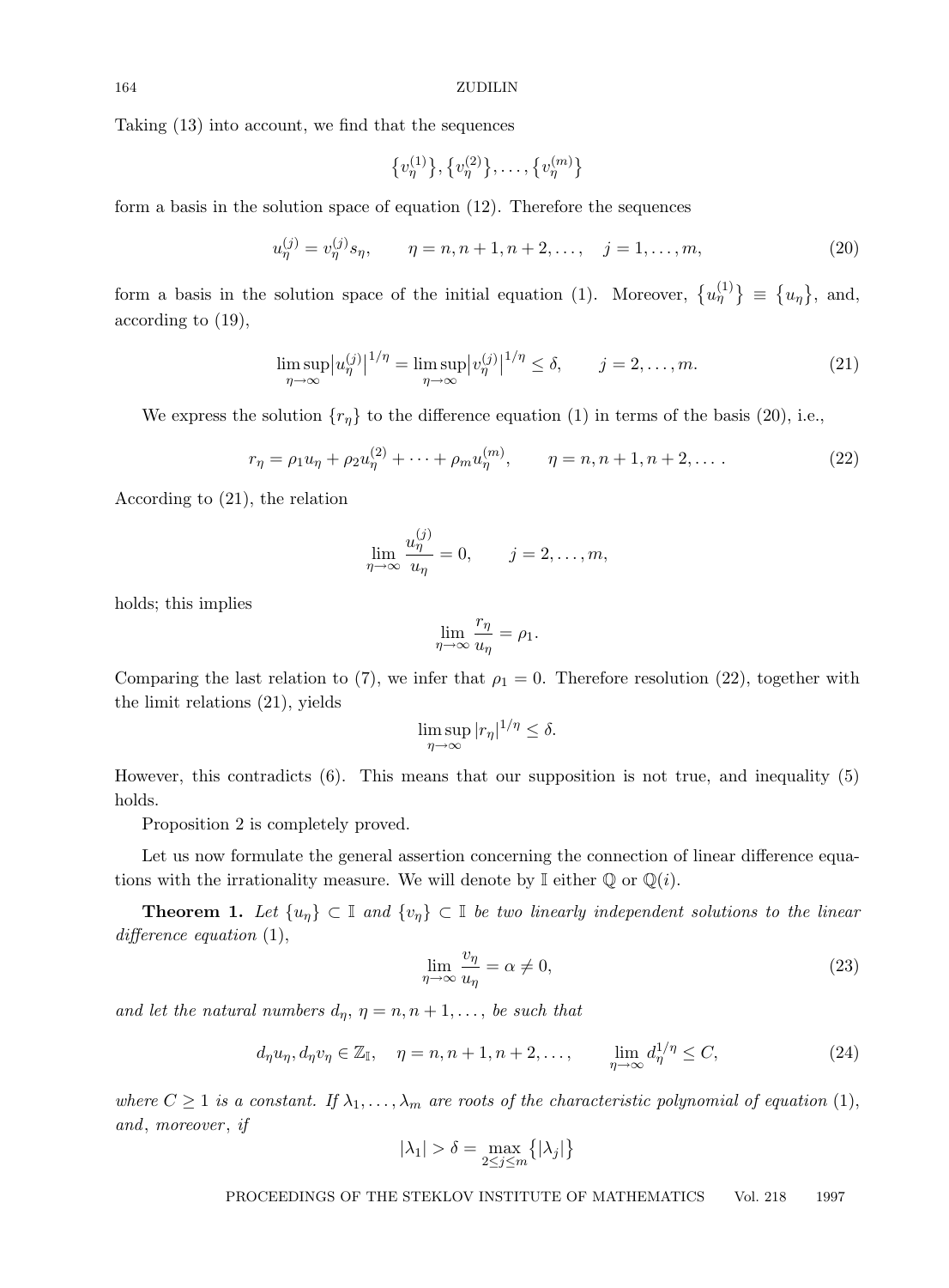Taking (13) into account, we find that the sequences

$$\{v_\eta^{(1)}\}, \{v_\eta^{(2)}\}, \dots, \{v_\eta^{(m)}\}$$

form a basis in the solution space of equation (12). Therefore the sequences

$$u_\eta^{(j)} = v_\eta^{(j)} s_\eta, \qquad \eta = n, n+1, n+2, \dots, \quad j = 1, \dots, m, \tag{20}$$

form a basis in the solution space of the initial equation (1). Moreover, $\{u_\eta^{(1)}\} \equiv \{u_\eta\}$, and, according to (19),

$$\limsup_{\eta\to\infty} \bigl|u_\eta^{(j)}\bigr|^{1/\eta} = \limsup_{\eta\to\infty} \bigl|v_\eta^{(j)}\bigr|^{1/\eta} \le \delta, \qquad j = 2, \dots, m. \tag{21}$$

We express the solution $\{r_\eta\}$ to the difference equation (1) in terms of the basis (20), i.e.,

$$r_\eta = \rho_1 u_\eta + \rho_2 u_\eta^{(2)} + \dots + \rho_m u_\eta^{(m)}, \qquad \eta = n, n+1, n+2, \dots. \tag{22}$$

According to (21), the relation

$$\lim_{\eta\to\infty} \frac{u_\eta^{(j)}}{u_\eta} = 0, \qquad j = 2, \dots, m,$$

holds; this implies

$$\lim_{\eta\to\infty} \frac{r_\eta}{u_\eta} = \rho_1.$$

Comparing the last relation to (7), we infer that $\rho_1 = 0$. Therefore resolution (22), together with the limit relations (21), yields

$$\limsup_{\eta\to\infty} |r_\eta|^{1/\eta} \le \delta.$$

However, this contradicts (6). This means that our supposition is not true, and inequality (5) holds.

Proposition 2 is completely proved.

Let us now formulate the general assertion concerning the connection of linear difference equations with the irrationality measure. We will denote by $\mathbb{I}$ either $\mathbb{Q}$ or $\mathbb{Q}(i)$.

**Theorem 1.** *Let $\{u_\eta\} \subset \mathbb{I}$ and $\{v_\eta\} \subset \mathbb{I}$ be two linearly independent solutions to the linear difference equation* (1),

$$\lim_{\eta\to\infty} \frac{v_\eta}{u_\eta} = \alpha \ne 0, \tag{23}$$

*and let the natural numbers $d_\eta$, $\eta = n, n+1, \dots$, be such that*

$$d_\eta u_\eta, d_\eta v_\eta \in \mathbb{Z}_{\mathbb{I}}, \quad \eta = n, n+1, n+2, \dots, \qquad \lim_{\eta\to\infty} d_\eta^{1/\eta} \le C, \tag{24}$$

*where $C \ge 1$ is a constant. If $\lambda_1, \dots, \lambda_m$ are roots of the characteristic polynomial of equation* (1), *and, moreover, if*

$$|\lambda_1| > \delta = \max_{2\le j\le m} \{|\lambda_j|\}$$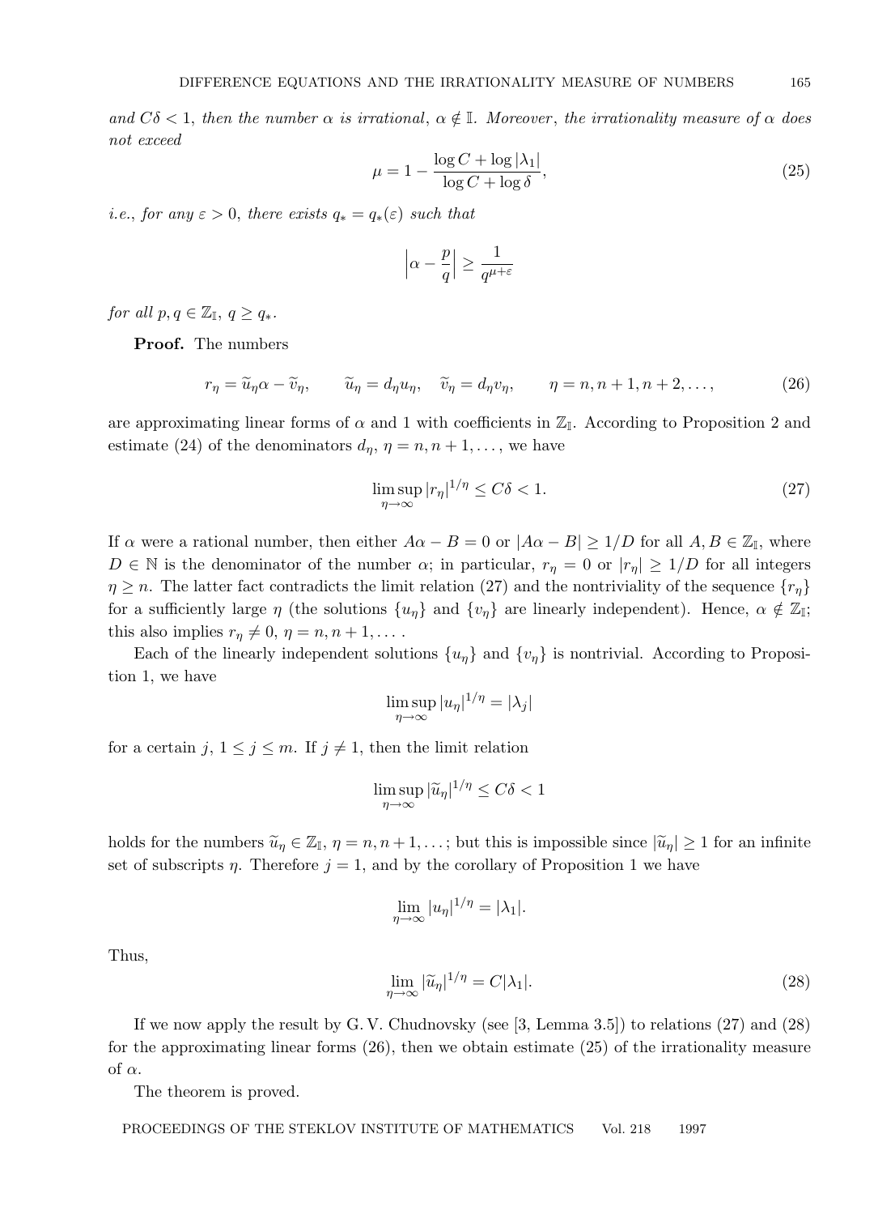*and $C\delta < 1$, then the number $\alpha$ is irrational, $\alpha \notin \mathbb{I}$. Moreover, the irrationality measure of $\alpha$ does not exceed*

$$\mu = 1 - \frac{\log C + \log|\lambda_1|}{\log C + \log \delta}, \tag{25}$$

*i.e., for any $\varepsilon > 0$, there exists $q_* = q_*(\varepsilon)$ such that*

$$\left|\alpha - \frac{p}{q}\right| \geq \frac{1}{q^{\mu+\varepsilon}}$$

*for all $p, q \in \mathbb{Z}_{\mathbb{I}}$, $q \geq q_*$.*

**Proof.** The numbers

$$r_\eta = \widetilde{u}_\eta \alpha - \widetilde{v}_\eta, \qquad \widetilde{u}_\eta = d_\eta u_\eta, \quad \widetilde{v}_\eta = d_\eta v_\eta, \qquad \eta = n, n+1, n+2, \ldots, \tag{26}$$

are approximating linear forms of $\alpha$ and 1 with coefficients in $\mathbb{Z}_{\mathbb{I}}$. According to Proposition 2 and estimate (24) of the denominators $d_\eta$, $\eta = n, n+1, \ldots$, we have

$$\limsup_{\eta\to\infty} |r_\eta|^{1/\eta} \leq C\delta < 1. \tag{27}$$

If $\alpha$ were a rational number, then either $A\alpha - B = 0$ or $|A\alpha - B| \geq 1/D$ for all $A, B \in \mathbb{Z}_{\mathbb{I}}$, where $D \in \mathbb{N}$ is the denominator of the number $\alpha$; in particular, $r_\eta = 0$ or $|r_\eta| \geq 1/D$ for all integers $\eta \geq n$. The latter fact contradicts the limit relation (27) and the nontriviality of the sequence $\{r_\eta\}$ for a sufficiently large $\eta$ (the solutions $\{u_\eta\}$ and $\{v_\eta\}$ are linearly independent). Hence, $\alpha \notin \mathbb{Z}_{\mathbb{I}}$; this also implies $r_\eta \neq 0$, $\eta = n, n+1, \ldots$.

Each of the linearly independent solutions $\{u_\eta\}$ and $\{v_\eta\}$ is nontrivial. According to Proposition 1, we have

$$\limsup_{\eta\to\infty} |u_\eta|^{1/\eta} = |\lambda_j|$$

for a certain $j$, $1 \leq j \leq m$. If $j \neq 1$, then the limit relation

$$\limsup_{\eta\to\infty} |\widetilde{u}_\eta|^{1/\eta} \leq C\delta < 1$$

holds for the numbers $\widetilde{u}_\eta \in \mathbb{Z}_{\mathbb{I}}$, $\eta = n, n+1, \ldots$; but this is impossible since $|\widetilde{u}_\eta| \geq 1$ for an infinite set of subscripts $\eta$. Therefore $j = 1$, and by the corollary of Proposition 1 we have

$$\lim_{\eta\to\infty} |u_\eta|^{1/\eta} = |\lambda_1|.$$

Thus,

$$\lim_{\eta\to\infty} |\widetilde{u}_\eta|^{1/\eta} = C|\lambda_1|. \tag{28}$$

If we now apply the result by G. V. Chudnovsky (see [3, Lemma 3.5]) to relations (27) and (28) for the approximating linear forms (26), then we obtain estimate (25) of the irrationality measure of $\alpha$.

The theorem is proved.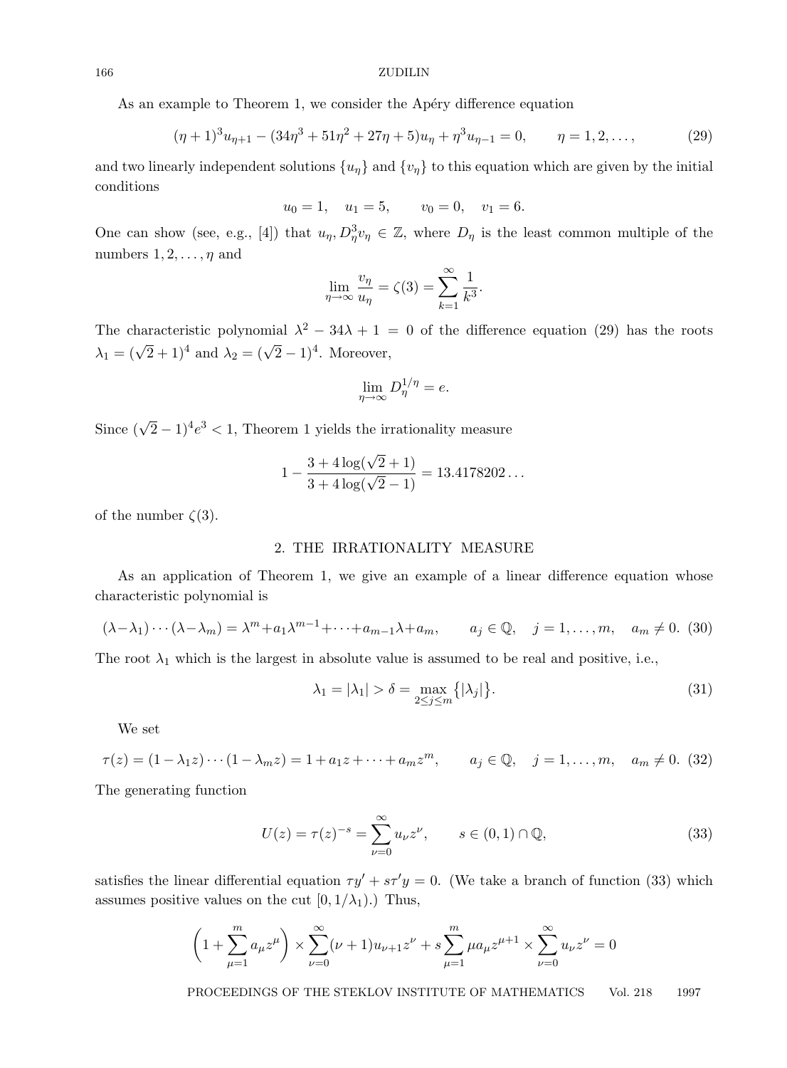As an example to Theorem 1, we consider the Apéry difference equation

$$(\eta+1)^3 u_{\eta+1} - (34\eta^3 + 51\eta^2 + 27\eta + 5)u_\eta + \eta^3 u_{\eta-1} = 0, \qquad \eta = 1, 2, \dots, \tag{29}$$

and two linearly independent solutions $\{u_\eta\}$ and $\{v_\eta\}$ to this equation which are given by the initial conditions

$$u_0 = 1, \quad u_1 = 5, \qquad v_0 = 0, \quad v_1 = 6.$$

One can show (see, e.g., [4]) that $u_\eta, D_\eta^3 v_\eta \in \mathbb{Z}$, where $D_\eta$ is the least common multiple of the numbers $1, 2, \dots, \eta$ and

$$\lim_{\eta\to\infty} \frac{v_\eta}{u_\eta} = \zeta(3) = \sum_{k=1}^{\infty} \frac{1}{k^3}.$$

The characteristic polynomial $\lambda^2 - 34\lambda + 1 = 0$ of the difference equation (29) has the roots $\lambda_1 = (\sqrt{2}+1)^4$ and $\lambda_2 = (\sqrt{2}-1)^4$. Moreover,

$$\lim_{\eta\to\infty} D_\eta^{1/\eta} = e.$$

Since $(\sqrt{2}-1)^4 e^3 < 1$, Theorem 1 yields the irrationality measure

$$1 - \frac{3 + 4\log(\sqrt{2}+1)}{3 + 4\log(\sqrt{2}-1)} = 13.4178202\dots$$

of the number $\zeta(3)$.

## 2. THE IRRATIONALITY MEASURE

As an application of Theorem 1, we give an example of a linear difference equation whose characteristic polynomial is

$$(\lambda-\lambda_1)\cdots(\lambda-\lambda_m) = \lambda^m + a_1\lambda^{m-1} + \dots + a_{m-1}\lambda + a_m, \qquad a_j \in \mathbb{Q}, \quad j = 1, \dots, m, \quad a_m \neq 0. \tag{30}$$

The root $\lambda_1$ which is the largest in absolute value is assumed to be real and positive, i.e.,

$$\lambda_1 = |\lambda_1| > \delta = \max_{2\le j\le m} \{|\lambda_j|\}. \tag{31}$$

We set

$$\tau(z) = (1-\lambda_1 z)\cdots(1-\lambda_m z) = 1 + a_1 z + \dots + a_m z^m, \qquad a_j \in \mathbb{Q}, \quad j = 1, \dots, m, \quad a_m \neq 0. \tag{32}$$

The generating function

$$U(z) = \tau(z)^{-s} = \sum_{\nu=0}^{\infty} u_\nu z^\nu, \qquad s \in (0,1) \cap \mathbb{Q}, \tag{33}$$

satisfies the linear differential equation $\tau y' + s\tau' y = 0$. (We take a branch of function (33) which assumes positive values on the cut $[0, 1/\lambda_1)$.) Thus,

$$\left(1 + \sum_{\mu=1}^{m} a_\mu z^\mu\right) \times \sum_{\nu=0}^{\infty} (\nu+1) u_{\nu+1} z^\nu + s \sum_{\mu=1}^{m} \mu a_\mu z^{\mu+1} \times \sum_{\nu=0}^{\infty} u_\nu z^\nu = 0$$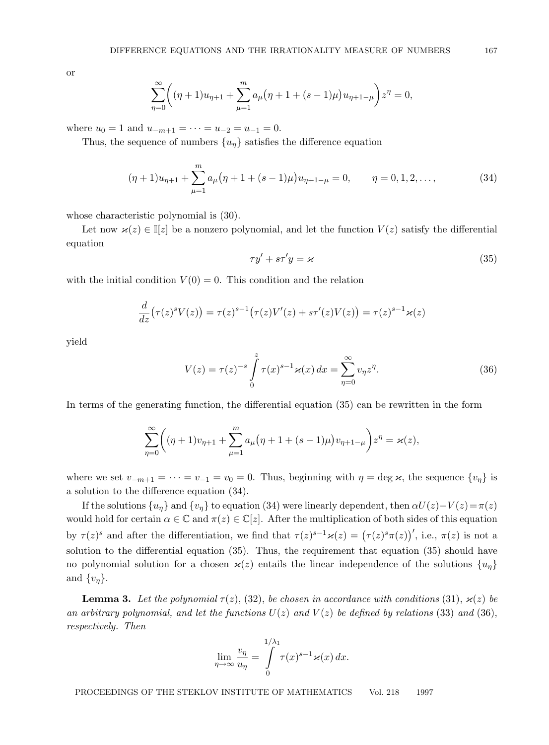or

$$\sum_{\eta=0}^{\infty}\biggl((\eta+1)u_{\eta+1}+\sum_{\mu=1}^{m}a_\mu\bigl(\eta+1+(s-1)\mu\bigr)u_{\eta+1-\mu}\biggr)z^\eta=0,$$

where $u_0=1$ and $u_{-m+1}=\dots=u_{-2}=u_{-1}=0$.

Thus, the sequence of numbers $\{u_\eta\}$ satisfies the difference equation

$$(\eta+1)u_{\eta+1}+\sum_{\mu=1}^{m}a_\mu\bigl(\eta+1+(s-1)\mu\bigr)u_{\eta+1-\mu}=0,\qquad \eta=0,1,2,\dots,\tag{34}$$

whose characteristic polynomial is (30).

Let now $\varkappa(z)\in\mathbb{I}[z]$ be a nonzero polynomial, and let the function $V(z)$ satisfy the differential equation

$$\tau y'+s\tau' y=\varkappa\tag{35}$$

with the initial condition $V(0)=0$. This condition and the relation

$$\frac{d}{dz}\bigl(\tau(z)^sV(z)\bigr)=\tau(z)^{s-1}\bigl(\tau(z)V'(z)+s\tau'(z)V(z)\bigr)=\tau(z)^{s-1}\varkappa(z)$$

yield

$$V(z)=\tau(z)^{-s}\int_0^z\tau(x)^{s-1}\varkappa(x)\,dx=\sum_{\eta=0}^{\infty}v_\eta z^\eta.\tag{36}$$

In terms of the generating function, the differential equation (35) can be rewritten in the form

$$\sum_{\eta=0}^{\infty}\biggl((\eta+1)v_{\eta+1}+\sum_{\mu=1}^{m}a_\mu\bigl(\eta+1+(s-1)\mu\bigr)v_{\eta+1-\mu}\biggr)z^\eta=\varkappa(z),$$

where we set $v_{-m+1}=\dots=v_{-1}=v_0=0$. Thus, beginning with $\eta=\deg\varkappa$, the sequence $\{v_\eta\}$ is a solution to the difference equation (34).

If the solutions $\{u_\eta\}$ and $\{v_\eta\}$ to equation (34) were linearly dependent, then $\alpha U(z)-V(z)=\pi(z)$ would hold for certain $\alpha\in\mathbb{C}$ and $\pi(z)\in\mathbb{C}[z]$. After the multiplication of both sides of this equation by $\tau(z)^s$ and after the differentiation, we find that $\tau(z)^{s-1}\varkappa(z)=\bigl(\tau(z)^s\pi(z)\bigr)'$, i.e., $\pi(z)$ is not a solution to the differential equation (35). Thus, the requirement that equation (35) should have no polynomial solution for a chosen $\varkappa(z)$ entails the linear independence of the solutions $\{u_\eta\}$ and $\{v_\eta\}$.

**Lemma 3.** *Let the polynomial $\tau(z)$, (32), be chosen in accordance with conditions (31), $\varkappa(z)$ be an arbitrary polynomial, and let the functions $U(z)$ and $V(z)$ be defined by relations (33) and (36), respectively. Then*

$$\lim_{\eta\to\infty}\frac{v_\eta}{u_\eta}=\int_0^{1/\lambda_1}\tau(x)^{s-1}\varkappa(x)\,dx.$$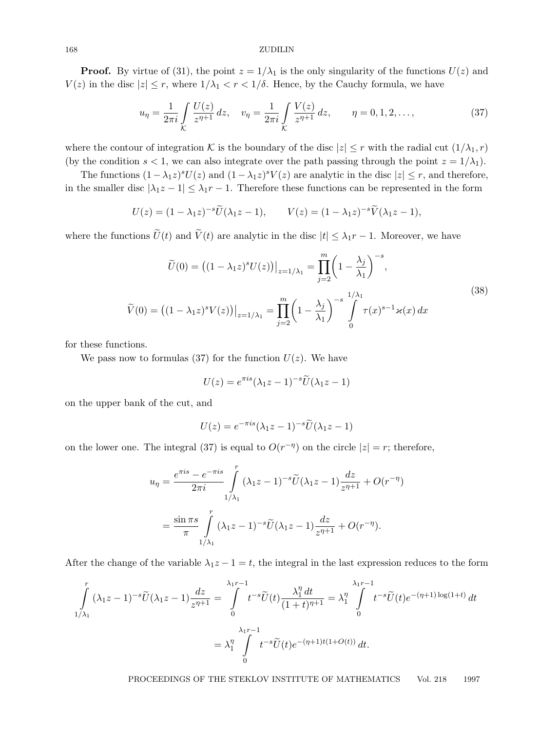**Proof.** By virtue of (31), the point $z = 1/\lambda_1$ is the only singularity of the functions $U(z)$ and $V(z)$ in the disc $|z| \le r$, where $1/\lambda_1 < r < 1/\delta$. Hence, by the Cauchy formula, we have

$$u_\eta = \frac{1}{2\pi i} \int\limits_{\mathcal{K}} \frac{U(z)}{z^{\eta+1}}\,dz, \quad v_\eta = \frac{1}{2\pi i} \int\limits_{\mathcal{K}} \frac{V(z)}{z^{\eta+1}}\,dz, \qquad \eta = 0, 1, 2, \dots, \tag{37}$$

where the contour of integration $\mathcal{K}$ is the boundary of the disc $|z| \le r$ with the radial cut $(1/\lambda_1, r)$ (by the condition $s < 1$, we can also integrate over the path passing through the point $z = 1/\lambda_1$).

The functions $(1-\lambda_1 z)^s U(z)$ and $(1-\lambda_1 z)^s V(z)$ are analytic in the disc $|z| \le r$, and therefore, in the smaller disc $|\lambda_1 z - 1| \le \lambda_1 r - 1$. Therefore these functions can be represented in the form

$$U(z) = (1-\lambda_1 z)^{-s} \widetilde{U}(\lambda_1 z - 1), \qquad V(z) = (1-\lambda_1 z)^{-s} \widetilde{V}(\lambda_1 z - 1),$$

where the functions $\widetilde{U}(t)$ and $\widetilde{V}(t)$ are analytic in the disc $|t| \le \lambda_1 r - 1$. Moreover, we have

$$\begin{gathered} \widetilde{U}(0) = \big((1-\lambda_1 z)^s U(z)\big)\big|_{z=1/\lambda_1} = \prod_{j=2}^{m} \left(1 - \frac{\lambda_j}{\lambda_1}\right)^{-s}, \\ \widetilde{V}(0) = \big((1-\lambda_1 z)^s V(z)\big)\big|_{z=1/\lambda_1} = \prod_{j=2}^{m} \left(1 - \frac{\lambda_j}{\lambda_1}\right)^{-s} \int\limits_0^{1/\lambda_1} \tau(x)^{s-1} \varkappa(x)\,dx \end{gathered} \tag{38}$$

for these functions.

We pass now to formulas (37) for the function $U(z)$. We have

$$U(z) = e^{\pi i s} (\lambda_1 z - 1)^{-s} \widetilde{U}(\lambda_1 z - 1)$$

on the upper bank of the cut, and

$$U(z) = e^{-\pi i s} (\lambda_1 z - 1)^{-s} \widetilde{U}(\lambda_1 z - 1)$$

on the lower one. The integral (37) is equal to $O(r^{-\eta})$ on the circle $|z| = r$; therefore,

$$\begin{aligned} u_\eta &= \frac{e^{\pi i s} - e^{-\pi i s}}{2\pi i} \int\limits_{1/\lambda_1}^{r} (\lambda_1 z - 1)^{-s} \widetilde{U}(\lambda_1 z - 1) \frac{dz}{z^{\eta+1}} + O(r^{-\eta}) \\ &= \frac{\sin \pi s}{\pi} \int\limits_{1/\lambda_1}^{r} (\lambda_1 z - 1)^{-s} \widetilde{U}(\lambda_1 z - 1) \frac{dz}{z^{\eta+1}} + O(r^{-\eta}). \end{aligned}$$

After the change of the variable $\lambda_1 z - 1 = t$, the integral in the last expression reduces to the form

$$\begin{aligned} \int\limits_{1/\lambda_1}^{r} (\lambda_1 z - 1)^{-s} \widetilde{U}(\lambda_1 z - 1) \frac{dz}{z^{\eta+1}} &= \int\limits_0^{\lambda_1 r - 1} t^{-s} \widetilde{U}(t) \frac{\lambda_1^\eta\,dt}{(1+t)^{\eta+1}} = \lambda_1^\eta \int\limits_0^{\lambda_1 r - 1} t^{-s} \widetilde{U}(t) e^{-(\eta+1)\log(1+t)}\,dt \\ &= \lambda_1^\eta \int\limits_0^{\lambda_1 r - 1} t^{-s} \widetilde{U}(t) e^{-(\eta+1)t(1+O(t))}\,dt. \end{aligned}$$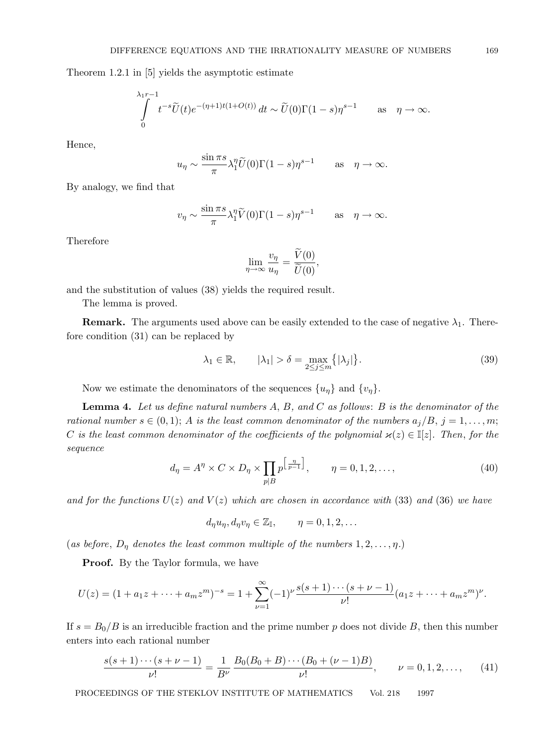Theorem 1.2.1 in [5] yields the asymptotic estimate

$$\int\limits_{0}^{\lambda_1 r-1} t^{-s}\widetilde{U}(t)e^{-(\eta+1)t(1+O(t))}\,dt \sim \widetilde{U}(0)\Gamma(1-s)\eta^{s-1} \qquad \text{as} \quad \eta\to\infty.$$

Hence,

$$u_\eta \sim \frac{\sin \pi s}{\pi}\lambda_1^\eta \widetilde{U}(0)\Gamma(1-s)\eta^{s-1} \qquad \text{as} \quad \eta\to\infty.$$

By analogy, we find that

$$v_\eta \sim \frac{\sin \pi s}{\pi}\lambda_1^\eta \widetilde{V}(0)\Gamma(1-s)\eta^{s-1} \qquad \text{as} \quad \eta\to\infty.$$

Therefore

$$\lim_{\eta\to\infty}\frac{v_\eta}{u_\eta} = \frac{\widetilde{V}(0)}{\widetilde{U}(0)},$$

and the substitution of values (38) yields the required result.

The lemma is proved.

**Remark.** The arguments used above can be easily extended to the case of negative $\lambda_1$. Therefore condition (31) can be replaced by

$$\lambda_1\in\mathbb{R}, \qquad |\lambda_1| > \delta = \max_{2\le j\le m}\{|\lambda_j|\}. \tag{39}$$

Now we estimate the denominators of the sequences $\{u_\eta\}$ and $\{v_\eta\}$.

**Lemma 4.** *Let us define natural numbers $A$, $B$, and $C$ as follows: $B$ is the denominator of the rational number $s\in(0,1)$; $A$ is the least common denominator of the numbers $a_j/B$, $j=1,\dots,m$; $C$ is the least common denominator of the coefficients of the polynomial $\varkappa(z)\in\mathbb{I}[z]$. Then, for the sequence*

$$d_\eta = A^\eta \times C\times D_\eta \times \prod_{p|B} p^{\left[\frac{\eta}{p-1}\right]}, \qquad \eta=0,1,2,\dots, \tag{40}$$

*and for the functions $U(z)$ and $V(z)$ which are chosen in accordance with* (33) *and* (36) *we have*

$$d_\eta u_\eta, d_\eta v_\eta \in \mathbb{Z}_{\mathbb{I}}, \qquad \eta=0,1,2,\dots$$

(*as before, $D_\eta$ denotes the least common multiple of the numbers $1,2,\dots,\eta$.*)

**Proof.** By the Taylor formula, we have

$$U(z) = (1+a_1z+\dots+a_mz^m)^{-s} = 1+\sum_{\nu=1}^{\infty}(-1)^\nu\frac{s(s+1)\cdots(s+\nu-1)}{\nu!}(a_1z+\dots+a_mz^m)^\nu.$$

If $s=B_0/B$ is an irreducible fraction and the prime number $p$ does not divide $B$, then this number enters into each rational number

$$\frac{s(s+1)\cdots(s+\nu-1)}{\nu!} = \frac{1}{B^\nu}\,\frac{B_0(B_0+B)\cdots(B_0+(\nu-1)B)}{\nu!}, \qquad \nu=0,1,2,\dots, \tag{41}$$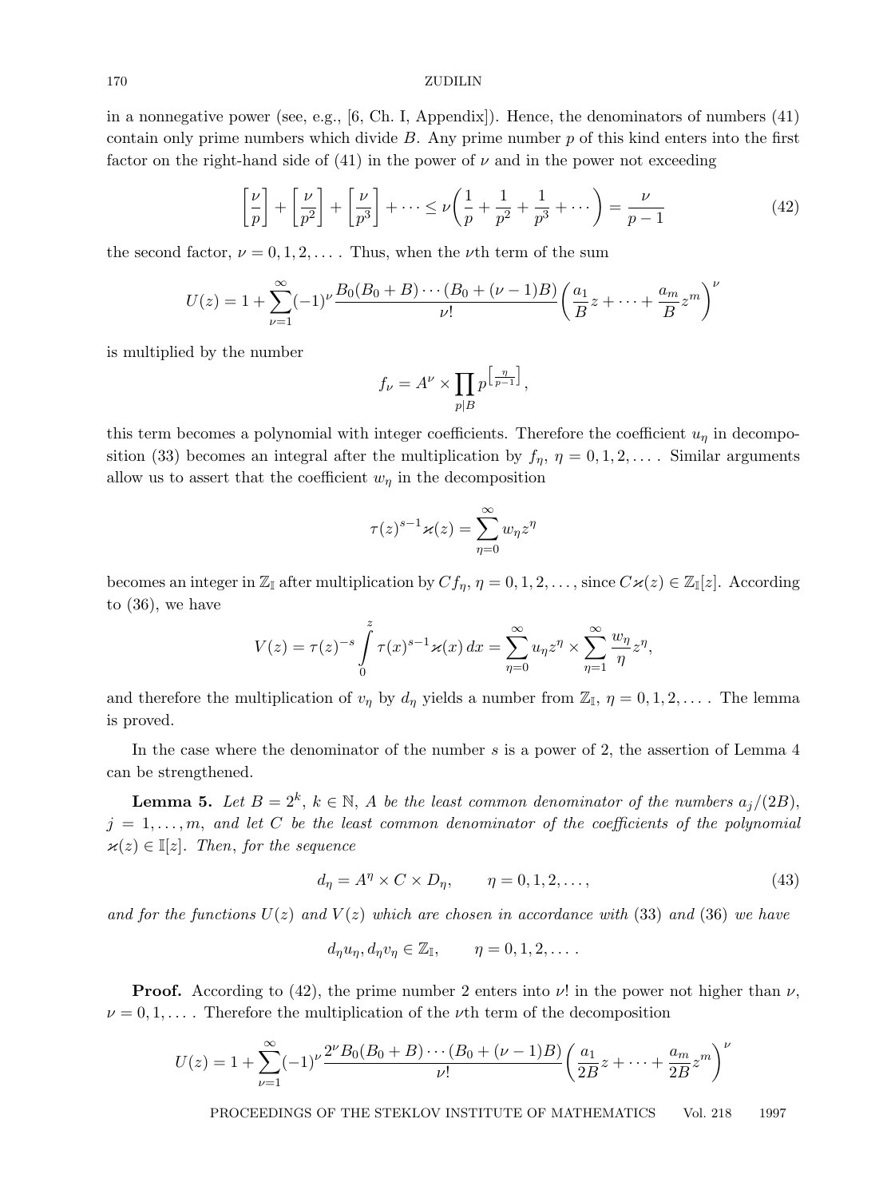in a nonnegative power (see, e.g., [6, Ch. I, Appendix]). Hence, the denominators of numbers (41) contain only prime numbers which divide $B$. Any prime number $p$ of this kind enters into the first factor on the right-hand side of (41) in the power of $\nu$ and in the power not exceeding

$$\left[\frac{\nu}{p}\right]+\left[\frac{\nu}{p^2}\right]+\left[\frac{\nu}{p^3}\right]+\cdots\le\nu\left(\frac{1}{p}+\frac{1}{p^2}+\frac{1}{p^3}+\cdots\right)=\frac{\nu}{p-1} \tag{42}$$

the second factor, $\nu=0,1,2,\dots$. Thus, when the $\nu$th term of the sum

$$U(z)=1+\sum_{\nu=1}^{\infty}(-1)^{\nu}\frac{B_0(B_0+B)\cdots(B_0+(\nu-1)B)}{\nu!}\left(\frac{a_1}{B}z+\cdots+\frac{a_m}{B}z^m\right)^{\nu}$$

is multiplied by the number

$$f_\nu=A^\nu\times\prod_{p\mid B}p^{\left[\frac{\eta}{p-1}\right]},$$

this term becomes a polynomial with integer coefficients. Therefore the coefficient $u_\eta$ in decomposition (33) becomes an integral after the multiplication by $f_\eta$, $\eta=0,1,2,\dots$. Similar arguments allow us to assert that the coefficient $w_\eta$ in the decomposition

$$\tau(z)^{s-1}\varkappa(z)=\sum_{\eta=0}^{\infty}w_\eta z^\eta$$

becomes an integer in $\mathbb{Z}_{\mathbb{I}}$ after multiplication by $Cf_\eta$, $\eta=0,1,2,\dots$, since $C\varkappa(z)\in\mathbb{Z}_{\mathbb{I}}[z]$. According to (36), we have

$$V(z)=\tau(z)^{-s}\int\limits_0^z\tau(x)^{s-1}\varkappa(x)\,dx=\sum_{\eta=0}^{\infty}u_\eta z^\eta\times\sum_{\eta=1}^{\infty}\frac{w_\eta}{\eta}z^\eta,$$

and therefore the multiplication of $v_\eta$ by $d_\eta$ yields a number from $\mathbb{Z}_{\mathbb{I}}$, $\eta=0,1,2,\dots$. The lemma is proved.

In the case where the denominator of the number $s$ is a power of 2, the assertion of Lemma 4 can be strengthened.

**Lemma 5.** *Let $B=2^k$, $k\in\mathbb{N}$, $A$ be the least common denominator of the numbers $a_j/(2B)$, $j=1,\dots,m$, and let $C$ be the least common denominator of the coefficients of the polynomial $\varkappa(z)\in\mathbb{I}[z]$. Then, for the sequence*

$$d_\eta=A^\eta\times C\times D_\eta,\qquad\eta=0,1,2,\dots, \tag{43}$$

*and for the functions $U(z)$ and $V(z)$ which are chosen in accordance with* (33) *and* (36) *we have*

$$d_\eta u_\eta, d_\eta v_\eta\in\mathbb{Z}_{\mathbb{I}},\qquad\eta=0,1,2,\dots.$$

**Proof.** According to (42), the prime number 2 enters into $\nu!$ in the power not higher than $\nu$, $\nu=0,1,\dots$. Therefore the multiplication of the $\nu$th term of the decomposition

$$U(z)=1+\sum_{\nu=1}^{\infty}(-1)^{\nu}\frac{2^\nu B_0(B_0+B)\cdots(B_0+(\nu-1)B)}{\nu!}\left(\frac{a_1}{2B}z+\cdots+\frac{a_m}{2B}z^m\right)^{\nu}$$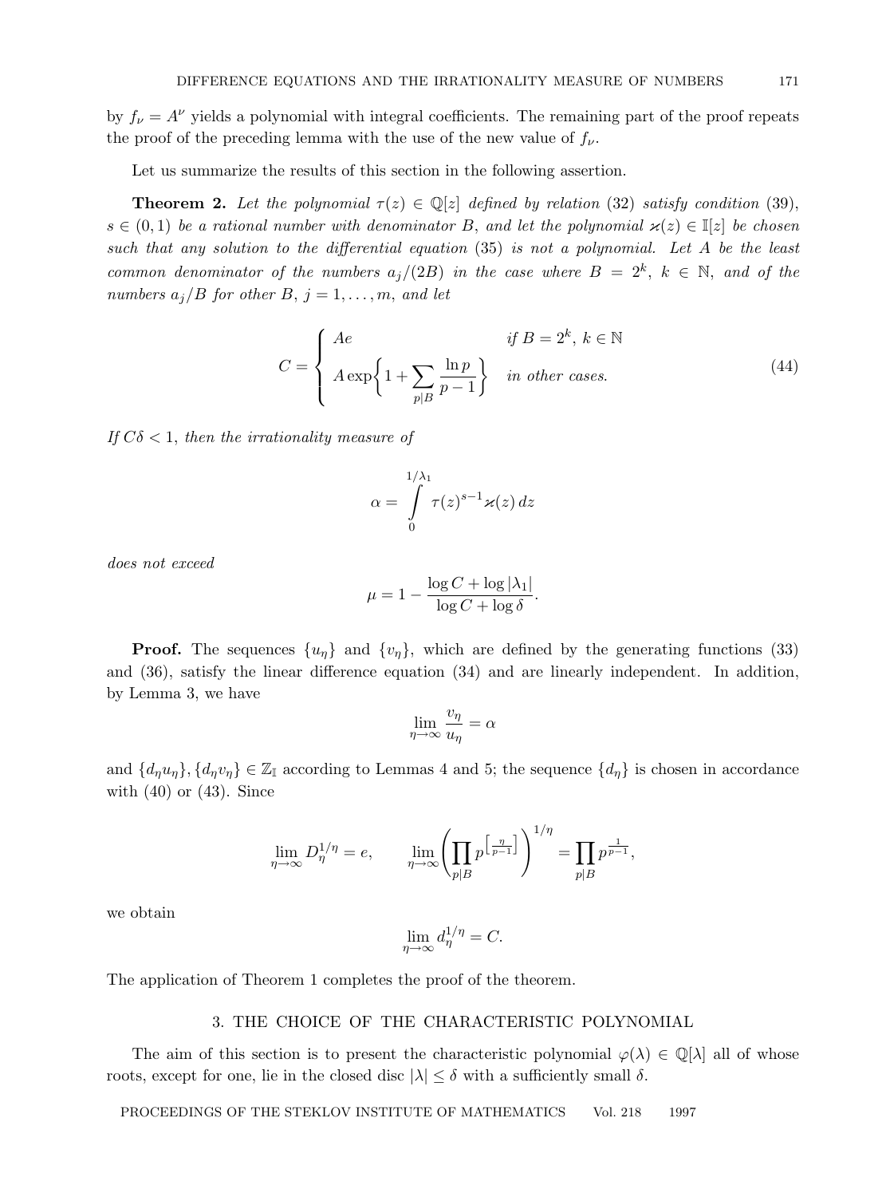by $f_\nu = A^\nu$ yields a polynomial with integral coefficients. The remaining part of the proof repeats the proof of the preceding lemma with the use of the new value of $f_\nu$.

Let us summarize the results of this section in the following assertion.

**Theorem 2.** *Let the polynomial $\tau(z) \in \mathbb{Q}[z]$ defined by relation (32) satisfy condition (39), $s \in (0,1)$ be a rational number with denominator $B$, and let the polynomial $\varkappa(z) \in \mathbb{I}[z]$ be chosen such that any solution to the differential equation (35) is not a polynomial. Let $A$ be the least common denominator of the numbers $a_j/(2B)$ in the case where $B = 2^k$, $k \in \mathbb{N}$, and of the numbers $a_j/B$ for other $B$, $j = 1, \dots, m$, and let*

$$C = \begin{cases} Ae & \text{if } B = 2^k,\ k \in \mathbb{N} \\ A\exp\left\{1 + \sum\limits_{p|B} \dfrac{\ln p}{p-1}\right\} & \text{in other cases.} \end{cases} \tag{44}$$

*If $C\delta < 1$, then the irrationality measure of*

$$\alpha = \int\limits_0^{1/\lambda_1} \tau(z)^{s-1} \varkappa(z)\, dz$$

*does not exceed*

$$\mu = 1 - \frac{\log C + \log|\lambda_1|}{\log C + \log \delta}.$$

**Proof.** The sequences $\{u_\eta\}$ and $\{v_\eta\}$, which are defined by the generating functions (33) and (36), satisfy the linear difference equation (34) and are linearly independent. In addition, by Lemma 3, we have

$$\lim_{\eta\to\infty} \frac{v_\eta}{u_\eta} = \alpha$$

and $\{d_\eta u_\eta\}, \{d_\eta v_\eta\} \in \mathbb{Z}_{\mathbb{I}}$ according to Lemmas 4 and 5; the sequence $\{d_\eta\}$ is chosen in accordance with (40) or (43). Since

$$\lim_{\eta\to\infty} D_\eta^{1/\eta} = e, \qquad \lim_{\eta\to\infty} \left(\prod_{p|B} p^{\left[\frac{\eta}{p-1}\right]}\right)^{1/\eta} = \prod_{p|B} p^{\frac{1}{p-1}},$$

we obtain

$$\lim_{\eta\to\infty} d_\eta^{1/\eta} = C.$$

The application of Theorem 1 completes the proof of the theorem.

## 3. THE CHOICE OF THE CHARACTERISTIC POLYNOMIAL

The aim of this section is to present the characteristic polynomial $\varphi(\lambda) \in \mathbb{Q}[\lambda]$ all of whose roots, except for one, lie in the closed disc $|\lambda| \le \delta$ with a sufficiently small $\delta$.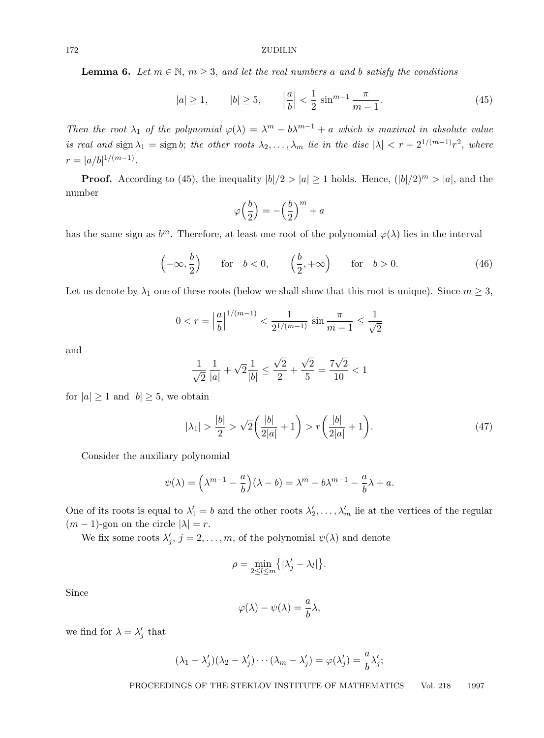**Lemma 6.** *Let $m \in \mathbb{N}$, $m \geq 3$, and let the real numbers $a$ and $b$ satisfy the conditions*

$$|a| \geq 1, \qquad |b| \geq 5, \qquad \left|\frac{a}{b}\right| < \frac{1}{2}\sin^{m-1}\frac{\pi}{m-1}. \tag{45}$$

*Then the root $\lambda_1$ of the polynomial $\varphi(\lambda) = \lambda^m - b\lambda^{m-1} + a$ which is maximal in absolute value is real and $\operatorname{sign}\lambda_1 = \operatorname{sign} b$; the other roots $\lambda_2, \dots, \lambda_m$ lie in the disc $|\lambda| < r + 2^{1/(m-1)}r^2$, where $r = |a/b|^{1/(m-1)}$.*

**Proof.** According to (45), the inequality $|b|/2 > |a| \geq 1$ holds. Hence, $(|b|/2)^m > |a|$, and the number

$$\varphi\Big(\frac{b}{2}\Big) = -\Big(\frac{b}{2}\Big)^m + a$$

has the same sign as $b^m$. Therefore, at least one root of the polynomial $\varphi(\lambda)$ lies in the interval

$$\Big(-\infty, \frac{b}{2}\Big) \qquad \text{for} \quad b < 0, \qquad \Big(\frac{b}{2}, +\infty\Big) \qquad \text{for} \quad b > 0. \tag{46}$$

Let us denote by $\lambda_1$ one of these roots (below we shall show that this root is unique). Since $m \geq 3$,

$$0 < r = \left|\frac{a}{b}\right|^{1/(m-1)} < \frac{1}{2^{1/(m-1)}}\sin\frac{\pi}{m-1} \leq \frac{1}{\sqrt{2}}$$

and

$$\frac{1}{\sqrt{2}}\frac{1}{|a|} + \sqrt{2}\frac{1}{|b|} \leq \frac{\sqrt{2}}{2} + \frac{\sqrt{2}}{5} = \frac{7\sqrt{2}}{10} < 1$$

for $|a| \geq 1$ and $|b| \geq 5$, we obtain

$$|\lambda_1| > \frac{|b|}{2} > \sqrt{2}\bigg(\frac{|b|}{2|a|} + 1\bigg) > r\bigg(\frac{|b|}{2|a|} + 1\bigg). \tag{47}$$

Consider the auxiliary polynomial

$$\psi(\lambda) = \Big(\lambda^{m-1} - \frac{a}{b}\Big)(\lambda - b) = \lambda^m - b\lambda^{m-1} - \frac{a}{b}\lambda + a.$$

One of its roots is equal to $\lambda_1' = b$ and the other roots $\lambda_2', \dots, \lambda_m'$ lie at the vertices of the regular $(m-1)$-gon on the circle $|\lambda| = r$.

We fix some roots $\lambda_j'$, $j = 2, \dots, m$, of the polynomial $\psi(\lambda)$ and denote

$$\rho = \min_{2 \leq l \leq m}\big\{|\lambda_j' - \lambda_l|\big\}.$$

Since

$$\varphi(\lambda) - \psi(\lambda) = \frac{a}{b}\lambda,$$

we find for $\lambda = \lambda_j'$ that

$$(\lambda_1 - \lambda_j')(\lambda_2 - \lambda_j')\cdots(\lambda_m - \lambda_j') = \varphi(\lambda_j') = \frac{a}{b}\lambda_j';$$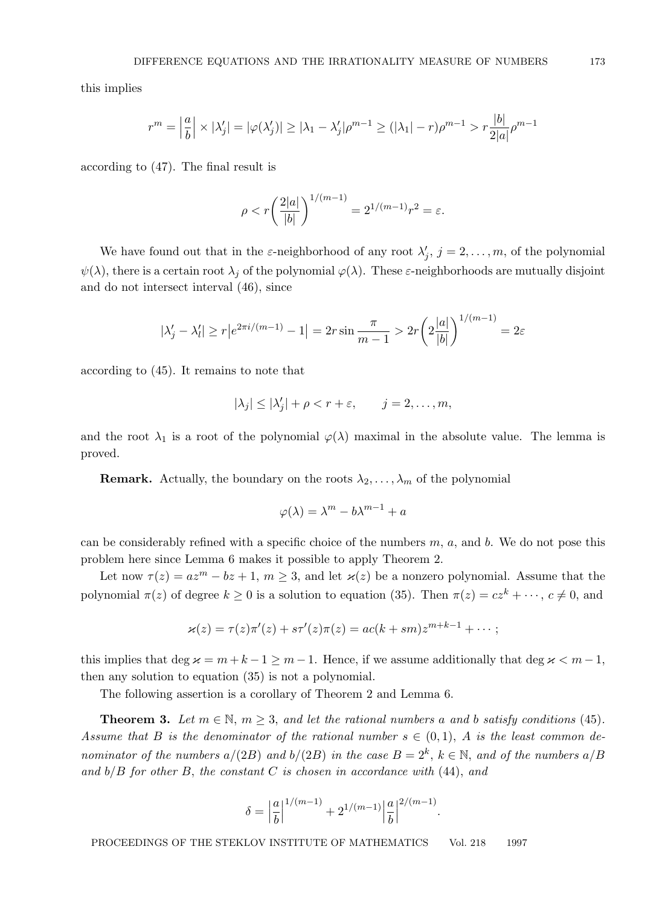this implies

$$r^m = \left|\frac{a}{b}\right| \times |\lambda_j'| = |\varphi(\lambda_j')| \geq |\lambda_1 - \lambda_j'|\rho^{m-1} \geq (|\lambda_1| - r)\rho^{m-1} > r\frac{|b|}{2|a|}\rho^{m-1}$$

according to (47). The final result is

$$\rho < r\left(\frac{2|a|}{|b|}\right)^{1/(m-1)} = 2^{1/(m-1)} r^2 = \varepsilon.$$

We have found out that in the $\varepsilon$-neighborhood of any root $\lambda_j'$, $j = 2, \dots, m$, of the polynomial $\psi(\lambda)$, there is a certain root $\lambda_j$ of the polynomial $\varphi(\lambda)$. These $\varepsilon$-neighborhoods are mutually disjoint and do not intersect interval (46), since

$$|\lambda_j' - \lambda_l'| \geq r\left|e^{2\pi i/(m-1)} - 1\right| = 2r \sin\frac{\pi}{m-1} > 2r\left(2\frac{|a|}{|b|}\right)^{1/(m-1)} = 2\varepsilon$$

according to (45). It remains to note that

$$|\lambda_j| \leq |\lambda_j'| + \rho < r + \varepsilon, \qquad j = 2, \dots, m,$$

and the root $\lambda_1$ is a root of the polynomial $\varphi(\lambda)$ maximal in the absolute value. The lemma is proved.

**Remark.** Actually, the boundary on the roots $\lambda_2, \dots, \lambda_m$ of the polynomial

$$\varphi(\lambda) = \lambda^m - b\lambda^{m-1} + a$$

can be considerably refined with a specific choice of the numbers $m$, $a$, and $b$. We do not pose this problem here since Lemma 6 makes it possible to apply Theorem 2.

Let now $\tau(z) = az^m - bz + 1$, $m \geq 3$, and let $\varkappa(z)$ be a nonzero polynomial. Assume that the polynomial $\pi(z)$ of degree $k \geq 0$ is a solution to equation (35). Then $\pi(z) = cz^k + \cdots$, $c \neq 0$, and

$$\varkappa(z) = \tau(z)\pi'(z) + s\tau'(z)\pi(z) = ac(k + sm)z^{m+k-1} + \cdots;$$

this implies that $\deg \varkappa = m + k - 1 \geq m - 1$. Hence, if we assume additionally that $\deg \varkappa < m - 1$, then any solution to equation (35) is not a polynomial.

The following assertion is a corollary of Theorem 2 and Lemma 6.

**Theorem 3.** *Let $m \in \mathbb{N}$, $m \geq 3$, and let the rational numbers $a$ and $b$ satisfy conditions* (45). *Assume that $B$ is the denominator of the rational number $s \in (0, 1)$, $A$ is the least common denominator of the numbers $a/(2B)$ and $b/(2B)$ in the case $B = 2^k$, $k \in \mathbb{N}$, and of the numbers $a/B$ and $b/B$ for other $B$, the constant $C$ is chosen in accordance with* (44), *and*

$$\delta = \left|\frac{a}{b}\right|^{1/(m-1)} + 2^{1/(m-1)}\left|\frac{a}{b}\right|^{2/(m-1)}.$$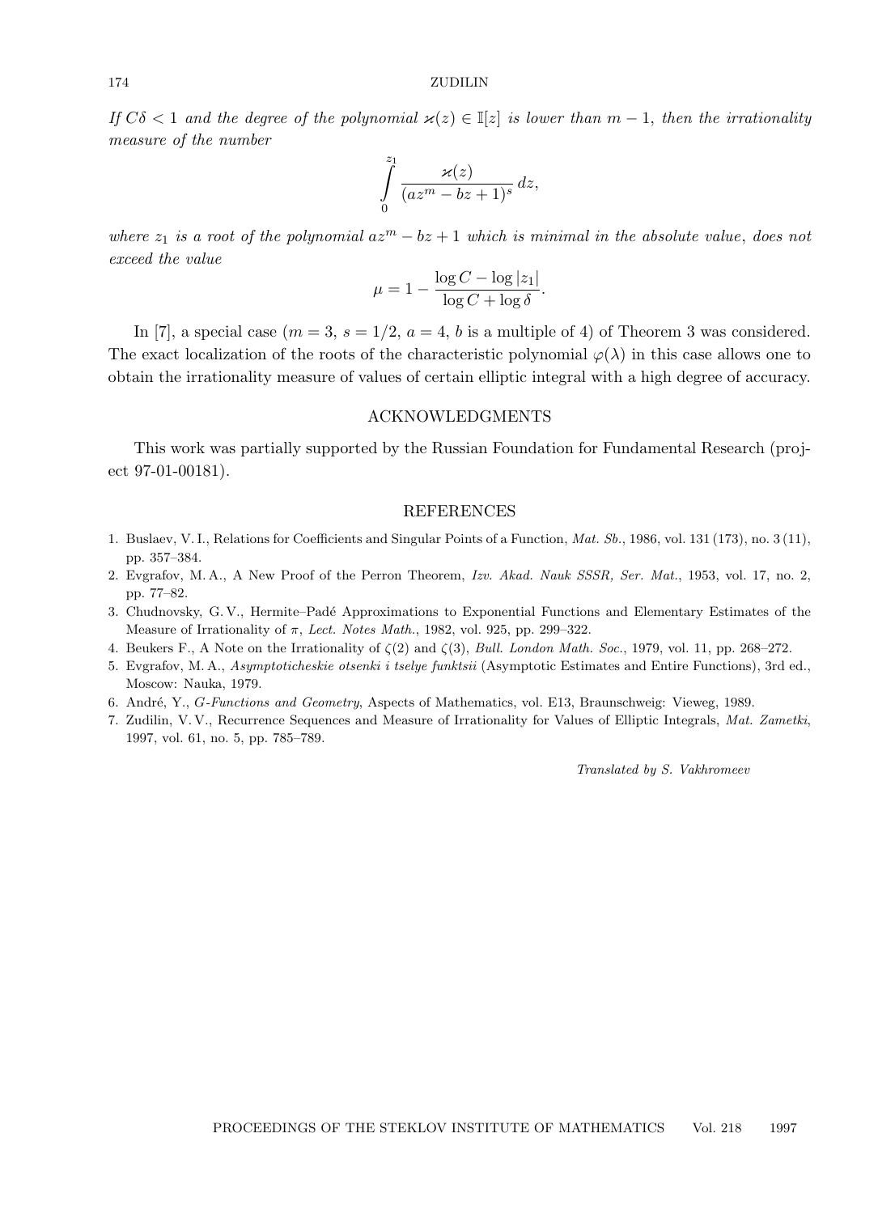*If $C\delta < 1$ and the degree of the polynomial $\varkappa(z) \in \mathbb{I}[z]$ is lower than $m-1$, then the irrationality measure of the number*

$$\int_0^{z_1} \frac{\varkappa(z)}{(az^m - bz + 1)^s}\, dz,$$

*where $z_1$ is a root of the polynomial $az^m - bz + 1$ which is minimal in the absolute value, does not exceed the value*

$$\mu = 1 - \frac{\log C - \log |z_1|}{\log C + \log \delta}.$$

In [7], a special case ($m = 3$, $s = 1/2$, $a = 4$, $b$ is a multiple of 4) of Theorem 3 was considered. The exact localization of the roots of the characteristic polynomial $\varphi(\lambda)$ in this case allows one to obtain the irrationality measure of values of certain elliptic integral with a high degree of accuracy.

## ACKNOWLEDGMENTS

This work was partially supported by the Russian Foundation for Fundamental Research (project 97-01-00181).

## REFERENCES

1. Buslaev, V. I., Relations for Coefficients and Singular Points of a Function, *Mat. Sb.*, 1986, vol. 131 (173), no. 3 (11), pp. 357–384.
2. Evgrafov, M. A., A New Proof of the Perron Theorem, *Izv. Akad. Nauk SSSR, Ser. Mat.*, 1953, vol. 17, no. 2, pp. 77–82.
3. Chudnovsky, G. V., Hermite–Padé Approximations to Exponential Functions and Elementary Estimates of the Measure of Irrationality of $\pi$, *Lect. Notes Math.*, 1982, vol. 925, pp. 299–322.
4. Beukers F., A Note on the Irrationality of $\zeta(2)$ and $\zeta(3)$, *Bull. London Math. Soc.*, 1979, vol. 11, pp. 268–272.
5. Evgrafov, M. A., *Asymptoticheskie otsenki i tselye funktsii* (Asymptotic Estimates and Entire Functions), 3rd ed., Moscow: Nauka, 1979.
6. André, Y., *G-Functions and Geometry*, Aspects of Mathematics, vol. E13, Braunschweig: Vieweg, 1989.
7. Zudilin, V. V., Recurrence Sequences and Measure of Irrationality for Values of Elliptic Integrals, *Mat. Zametki*, 1997, vol. 61, no. 5, pp. 785–789.

*Translated by S. Vakhromeev*